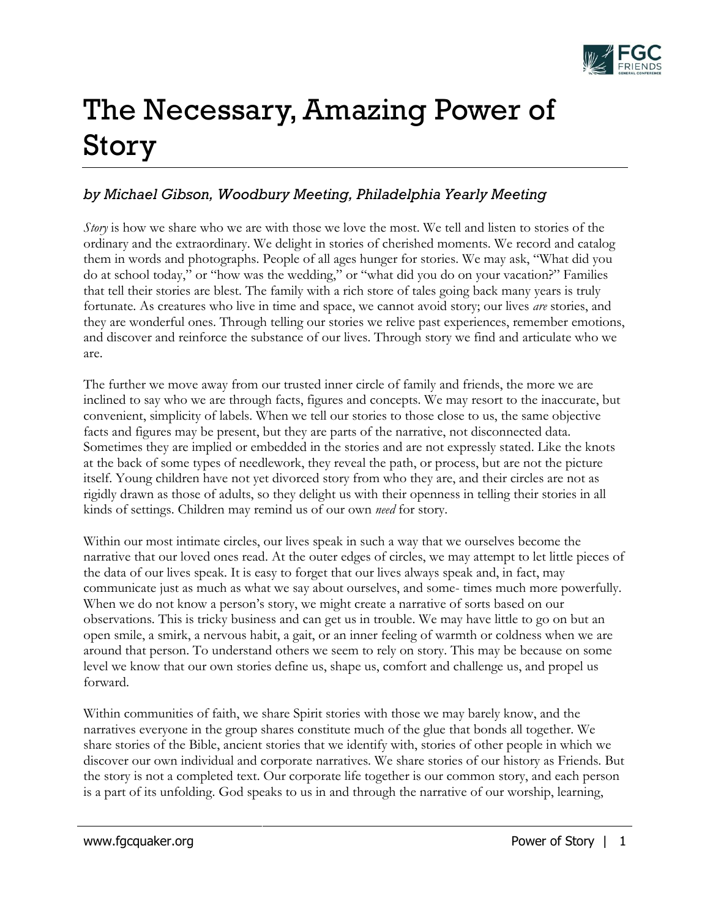# The Necessary, Amazing Power of Story

### *by Michael Gibson, Woodbury Meeting, Philadelphia Yearly Meeting*

*Story* is how we share who we are with those we love the most. We tell and listen to stories of the ordinary and the extraordinary. We delight in stories of cherished moments. We record and catalog them in words and photographs. People of all ages hunger for stories. We may ask, "What did you do at school today," or "how was the wedding," or "what did you do on your vacation?" Families that tell their stories are blest. The family with a rich store of tales going back many years is truly fortunate. As creatures who live in time and space, we cannot avoid story; our lives *are* stories, and they are wonderful ones. Through telling our stories we relive past experiences, remember emotions, and discover and reinforce the substance of our lives. Through story we find and articulate who we are.

The further we move away from our trusted inner circle of family and friends, the more we are inclined to say who we are through facts, figures and concepts. We may resort to the inaccurate, but convenient, simplicity of labels. When we tell our stories to those close to us, the same objective facts and figures may be present, but they are parts of the narrative, not disconnected data. Sometimes they are implied or embedded in the stories and are not expressly stated. Like the knots at the back of some types of needlework, they reveal the path, or process, but are not the picture itself. Young children have not yet divorced story from who they are, and their circles are not as rigidly drawn as those of adults, so they delight us with their openness in telling their stories in all kinds of settings. Children may remind us of our own *need* for story.

Within our most intimate circles, our lives speak in such a way that we ourselves become the narrative that our loved ones read. At the outer edges of circles, we may attempt to let little pieces of the data of our lives speak. It is easy to forget that our lives always speak and, in fact, may communicate just as much as what we say about ourselves, and some- times much more powerfully. When we do not know a person's story, we might create a narrative of sorts based on our observations. This is tricky business and can get us in trouble. We may have little to go on but an open smile, a smirk, a nervous habit, a gait, or an inner feeling of warmth or coldness when we are around that person. To understand others we seem to rely on story. This may be because on some level we know that our own stories define us, shape us, comfort and challenge us, and propel us forward.

Within communities of faith, we share Spirit stories with those we may barely know, and the narratives everyone in the group shares constitute much of the glue that bonds all together. We share stories of the Bible, ancient stories that we identify with, stories of other people in which we discover our own individual and corporate narratives. We share stories of our history as Friends. But the story is not a completed text. Our corporate life together is our common story, and each person is a part of its unfolding. God speaks to us in and through the narrative of our worship, learning,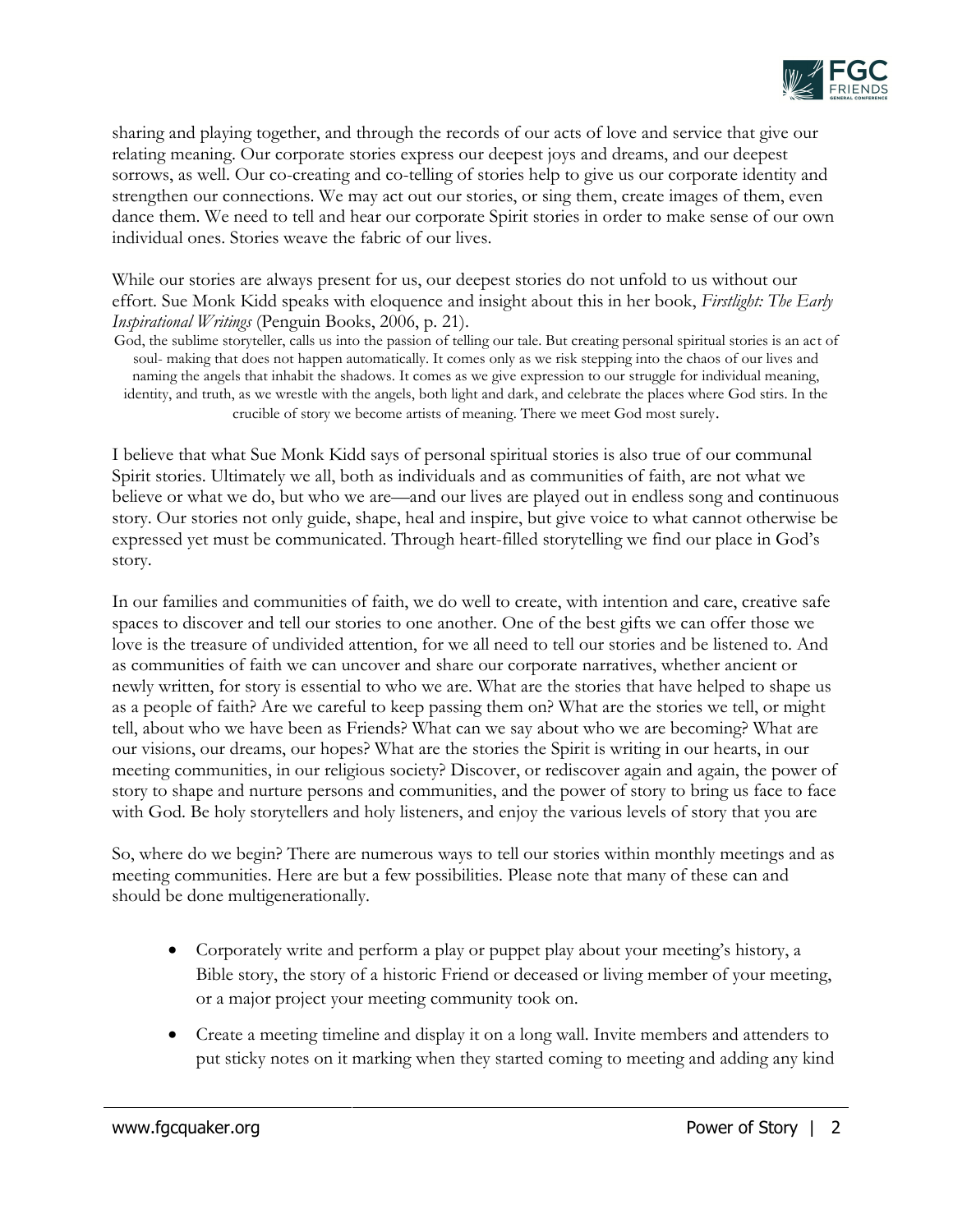sharing and playing together, and through the records of our acts of love and service that give our relating meaning. Our corporate stories express our deepest joys and dreams, and our deepest sorrows, as well. Our co-creating and co-telling of stories help to give us our corporate identity and strengthen our connections. We may act out our stories, or sing them, create images of them, even dance them. We need to tell and hear our corporate Spirit stories in order to make sense of our own individual ones. Stories weave the fabric of our lives.

While our stories are always present for us, our deepest stories do not unfold to us without our effort. Sue Monk Kidd speaks with eloquence and insight about this in her book, *Firstlight: The Early Inspirational Writings* (Penguin Books, 2006, p. 21).

> God, the sublime storyteller, calls us into the passion of telling our tale. But creating personal spiritual stories is an act of soul- making that does not happen automatically. It comes only as we risk stepping into the chaos of our lives and naming the angels that inhabit the shadows. It comes as we give expression to our struggle for individual meaning, identity, and truth, as we wrestle with the angels, both light and dark, and celebrate the places where God stirs. In the crucible of story we become artists of meaning. There we meet God most surely.

I believe that what Sue Monk Kidd says of personal spiritual stories is also true of our communal Spirit stories. Ultimately we all, both as individuals and as communities of faith, are not what we believe or what we do, but who we are—and our lives are played out in endless song and continuous story. Our stories not only guide, shape, heal and inspire, but give voice to what cannot otherwise be expressed yet must be communicated. Through heart-filled storytelling we find our place in God's story.

In our families and communities of faith, we do well to create, with intention and care, creative safe spaces to discover and tell our stories to one another. One of the best gifts we can offer those we love is the treasure of undivided attention, for we all need to tell our stories and be listened to. And as communities of faith we can uncover and share our corporate narratives, whether ancient or newly written, for story is essential to who we are. What are the stories that have helped to shape us as a people of faith? Are we careful to keep passing them on? What are the stories we tell, or might tell, about who we have been as Friends? What can we say about who we are becoming? What are our visions, our dreams, our hopes? What are the stories the Spirit is writing in our hearts, in our meeting communities, in our religious society? Discover, or rediscover again and again, the power of story to shape and nurture persons and communities, and the power of story to bring us face to face with God. Be holy storytellers and holy listeners, and enjoy the various levels of story that you are

So, where do we begin? There are numerous ways to tell our stories within monthly meetings and as meeting communities. Here are but a few possibilities. Please note that many of these can and should be done multigenerationally.

- Corporately write and perform a play or puppet play about your meeting's history, a Bible story, the story of a historic Friend or deceased or living member of your meeting, or a major project your meeting community took on.
- Create a meeting timeline and display it on a long wall. Invite members and attenders to put sticky notes on it marking when they started coming to meeting and adding any kind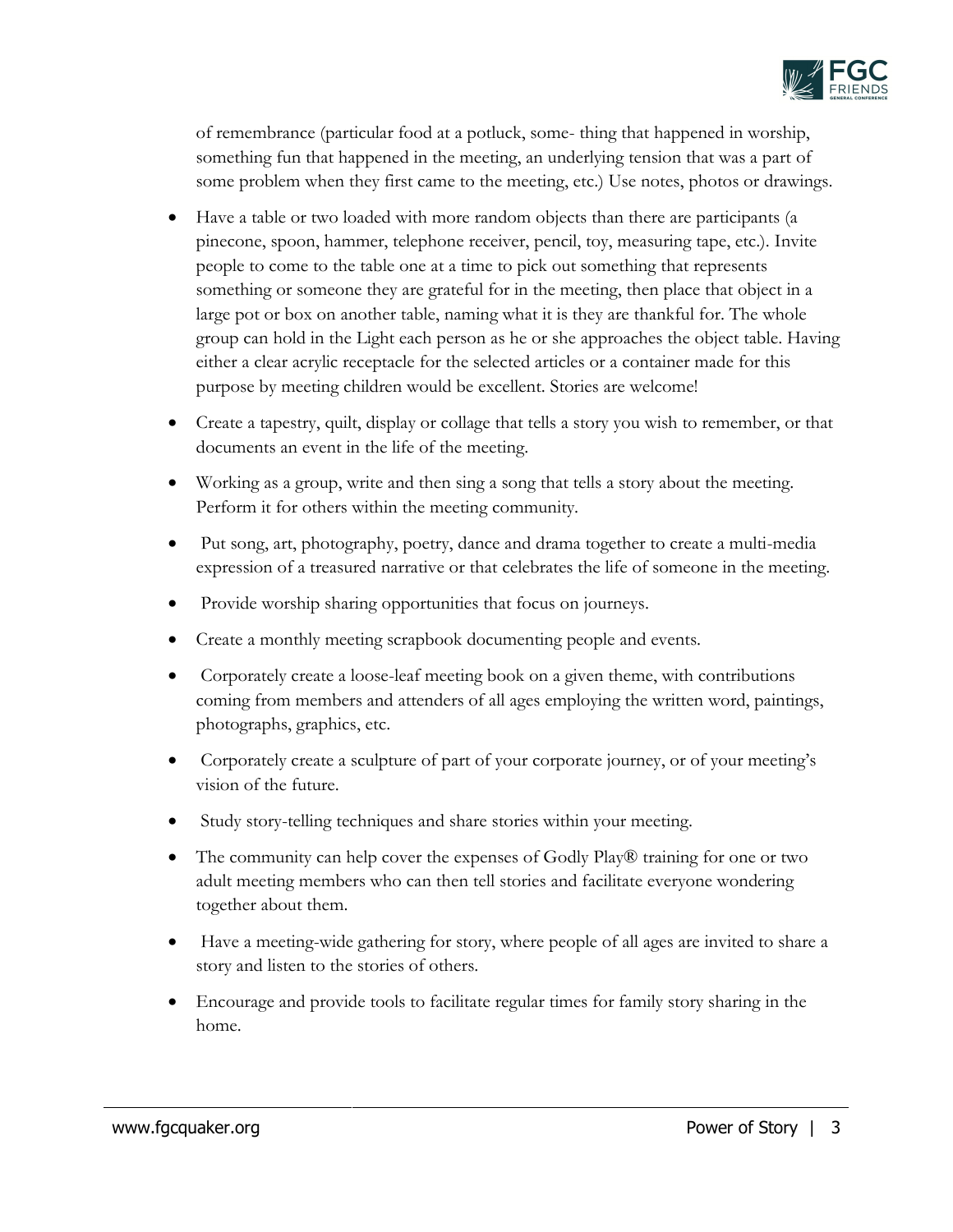of remembrance (particular food at a potluck, some- thing that happened in worship, something fun that happened in the meeting, an underlying tension that was a part of some problem when they first came to the meeting, etc.) Use notes, photos or drawings.

- Have a table or two loaded with more random objects than there are participants (a pinecone, spoon, hammer, telephone receiver, pencil, toy, measuring tape, etc.). Invite people to come to the table one at a time to pick out something that represents something or someone they are grateful for in the meeting, then place that object in a large pot or box on another table, naming what it is they are thankful for. The whole group can hold in the Light each person as he or she approaches the object table. Having either a clear acrylic receptacle for the selected articles or a container made for this purpose by meeting children would be excellent. Stories are welcome!
- Create a tapestry, quilt, display or collage that tells a story you wish to remember, or that documents an event in the life of the meeting.
- Working as a group, write and then sing a song that tells a story about the meeting. Perform it for others within the meeting community.
- Put song, art, photography, poetry, dance and drama together to create a multi-media expression of a treasured narrative or that celebrates the life of someone in the meeting.
- Provide worship sharing opportunities that focus on journeys.
- Create a monthly meeting scrapbook documenting people and events.
- Corporately create a loose-leaf meeting book on a given theme, with contributions coming from members and attenders of all ages employing the written word, paintings, photographs, graphics, etc.
- Corporately create a sculpture of part of your corporate journey, or of your meeting's vision of the future.
- Study story-telling techniques and share stories within your meeting.
- The community can help cover the expenses of Godly Play® training for one or two adult meeting members who can then tell stories and facilitate everyone wondering together about them.
- Have a meeting-wide gathering for story, where people of all ages are invited to share a story and listen to the stories of others.
- Encourage and provide tools to facilitate regular times for family story sharing in the home.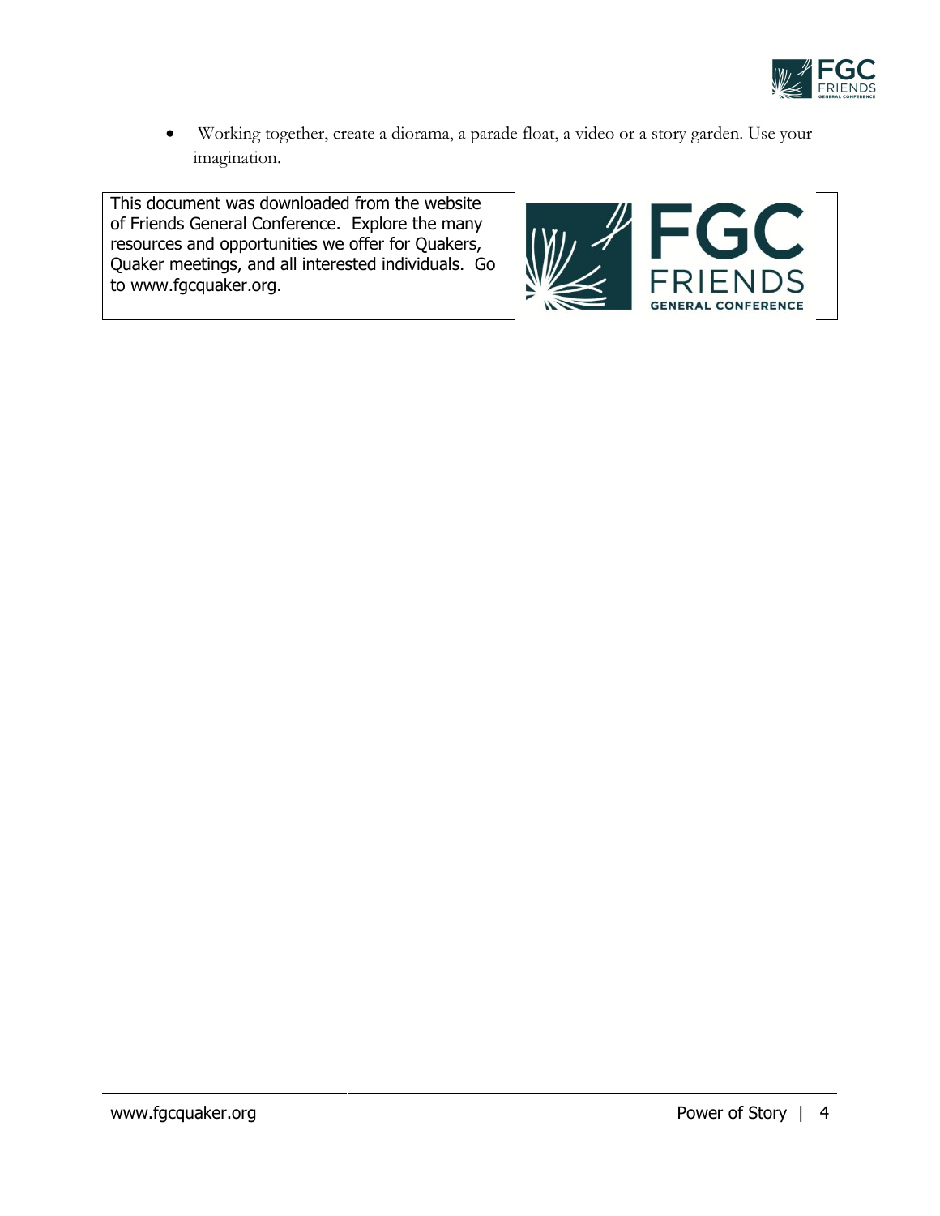- Working together, create a diorama, a parade float, a video or a story garden. Use your imagination.

This document was downloaded from the website of Friends General Conference. Explore the many resources and opportunities we offer for Quakers, Quaker meetings, and all interested individuals. Go to www.fgcquaker.org.